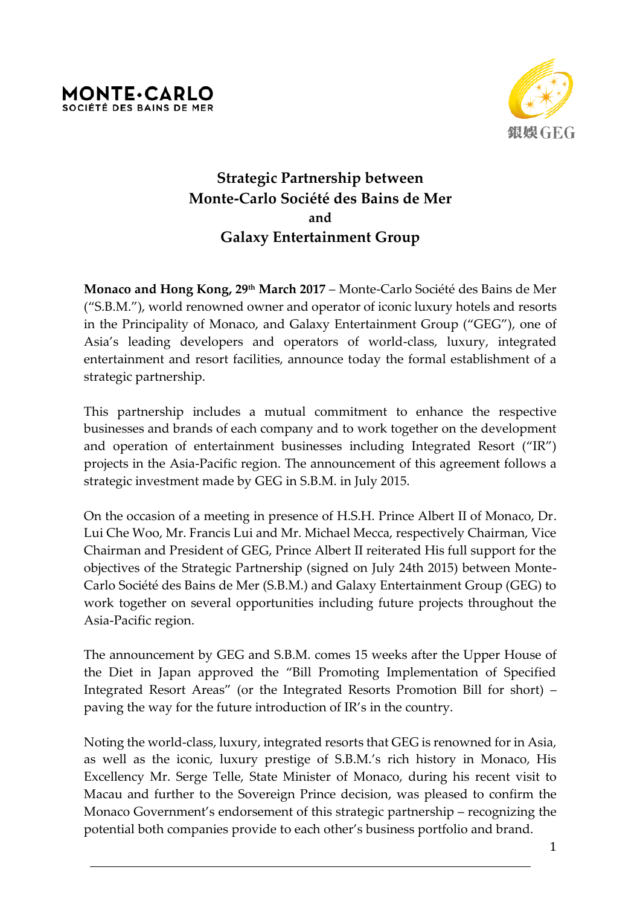MONTE•CARLO
SOCIÉTÉ DES BAINS DE MER

銀娛 GEG

# Strategic Partnership between Monte-Carlo Société des Bains de Mer and Galaxy Entertainment Group

**Monaco and Hong Kong, 29th March 2017** – Monte-Carlo Société des Bains de Mer ("S.B.M."), world renowned owner and operator of iconic luxury hotels and resorts in the Principality of Monaco, and Galaxy Entertainment Group ("GEG"), one of Asia's leading developers and operators of world-class, luxury, integrated entertainment and resort facilities, announce today the formal establishment of a strategic partnership.

This partnership includes a mutual commitment to enhance the respective businesses and brands of each company and to work together on the development and operation of entertainment businesses including Integrated Resort ("IR") projects in the Asia-Pacific region. The announcement of this agreement follows a strategic investment made by GEG in S.B.M. in July 2015.

On the occasion of a meeting in presence of H.S.H. Prince Albert II of Monaco, Dr. Lui Che Woo, Mr. Francis Lui and Mr. Michael Mecca, respectively Chairman, Vice Chairman and President of GEG, Prince Albert II reiterated His full support for the objectives of the Strategic Partnership (signed on July 24th 2015) between Monte-Carlo Société des Bains de Mer (S.B.M.) and Galaxy Entertainment Group (GEG) to work together on several opportunities including future projects throughout the Asia-Pacific region.

The announcement by GEG and S.B.M. comes 15 weeks after the Upper House of the Diet in Japan approved the "Bill Promoting Implementation of Specified Integrated Resort Areas" (or the Integrated Resorts Promotion Bill for short) – paving the way for the future introduction of IR's in the country.

Noting the world-class, luxury, integrated resorts that GEG is renowned for in Asia, as well as the iconic, luxury prestige of S.B.M.'s rich history in Monaco, His Excellency Mr. Serge Telle, State Minister of Monaco, during his recent visit to Macau and further to the Sovereign Prince decision, was pleased to confirm the Monaco Government's endorsement of this strategic partnership – recognizing the potential both companies provide to each other's business portfolio and brand.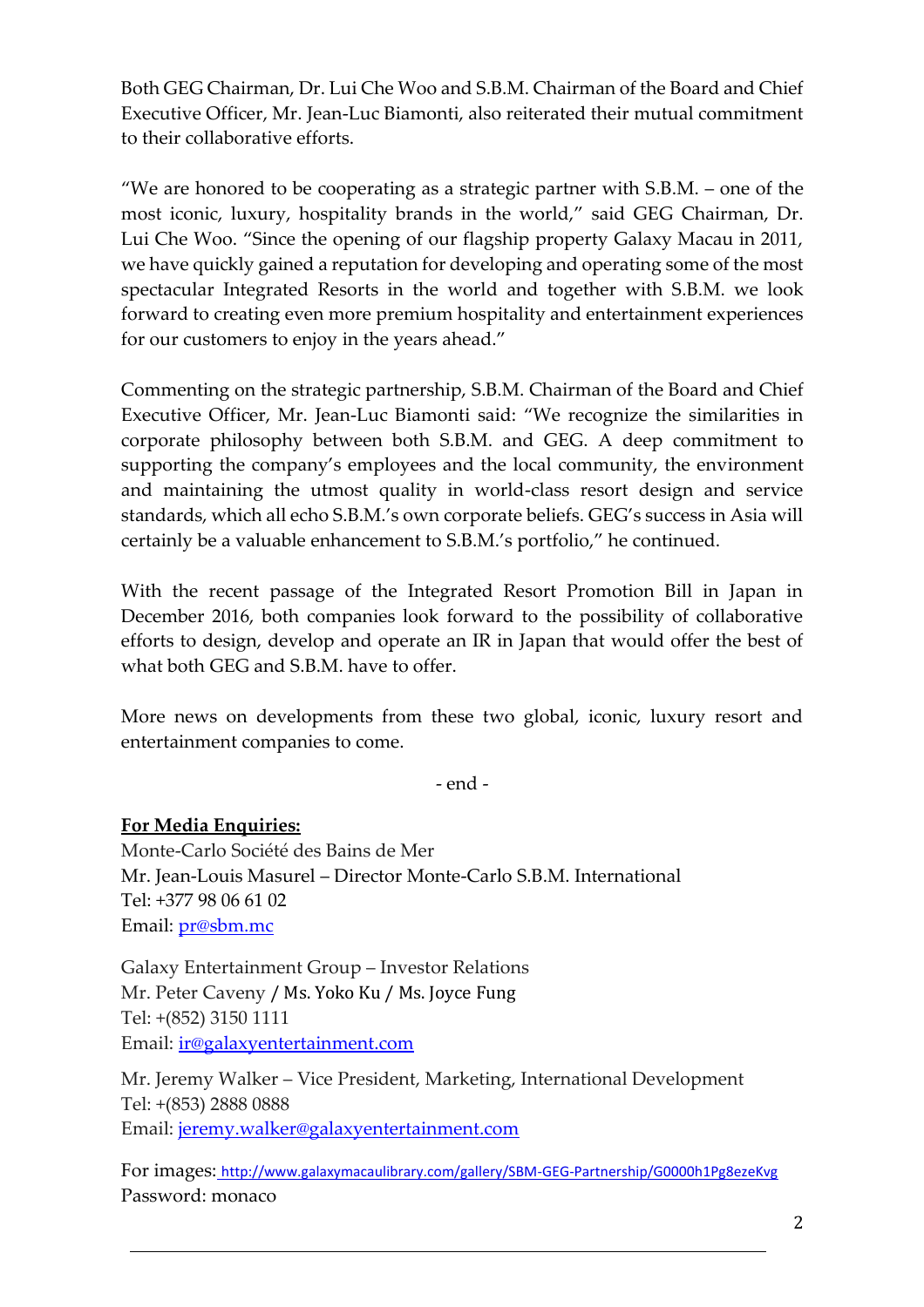Both GEG Chairman, Dr. Lui Che Woo and S.B.M. Chairman of the Board and Chief Executive Officer, Mr. Jean-Luc Biamonti, also reiterated their mutual commitment to their collaborative efforts.

"We are honored to be cooperating as a strategic partner with S.B.M. – one of the most iconic, luxury, hospitality brands in the world," said GEG Chairman, Dr. Lui Che Woo. "Since the opening of our flagship property Galaxy Macau in 2011, we have quickly gained a reputation for developing and operating some of the most spectacular Integrated Resorts in the world and together with S.B.M. we look forward to creating even more premium hospitality and entertainment experiences for our customers to enjoy in the years ahead."

Commenting on the strategic partnership, S.B.M. Chairman of the Board and Chief Executive Officer, Mr. Jean-Luc Biamonti said: "We recognize the similarities in corporate philosophy between both S.B.M. and GEG. A deep commitment to supporting the company's employees and the local community, the environment and maintaining the utmost quality in world-class resort design and service standards, which all echo S.B.M.'s own corporate beliefs. GEG's success in Asia will certainly be a valuable enhancement to S.B.M.'s portfolio," he continued.

With the recent passage of the Integrated Resort Promotion Bill in Japan in December 2016, both companies look forward to the possibility of collaborative efforts to design, develop and operate an IR in Japan that would offer the best of what both GEG and S.B.M. have to offer.

More news on developments from these two global, iconic, luxury resort and entertainment companies to come.

- end -

**For Media Enquiries:**

Monte-Carlo Société des Bains de Mer
Mr. Jean-Louis Masurel – Director Monte-Carlo S.B.M. International
Tel: +377 98 06 61 02
Email: pr@sbm.mc

Galaxy Entertainment Group – Investor Relations
Mr. Peter Caveny / Ms. Yoko Ku / Ms. Joyce Fung
Tel: +(852) 3150 1111
Email: ir@galaxyentertainment.com

Mr. Jeremy Walker – Vice President, Marketing, International Development
Tel: +(853) 2888 0888
Email: jeremy.walker@galaxyentertainment.com

For images: http://www.galaxymacaulibrary.com/gallery/SBM-GEG-Partnership/G0000h1Pg8ezeKvg
Password: monaco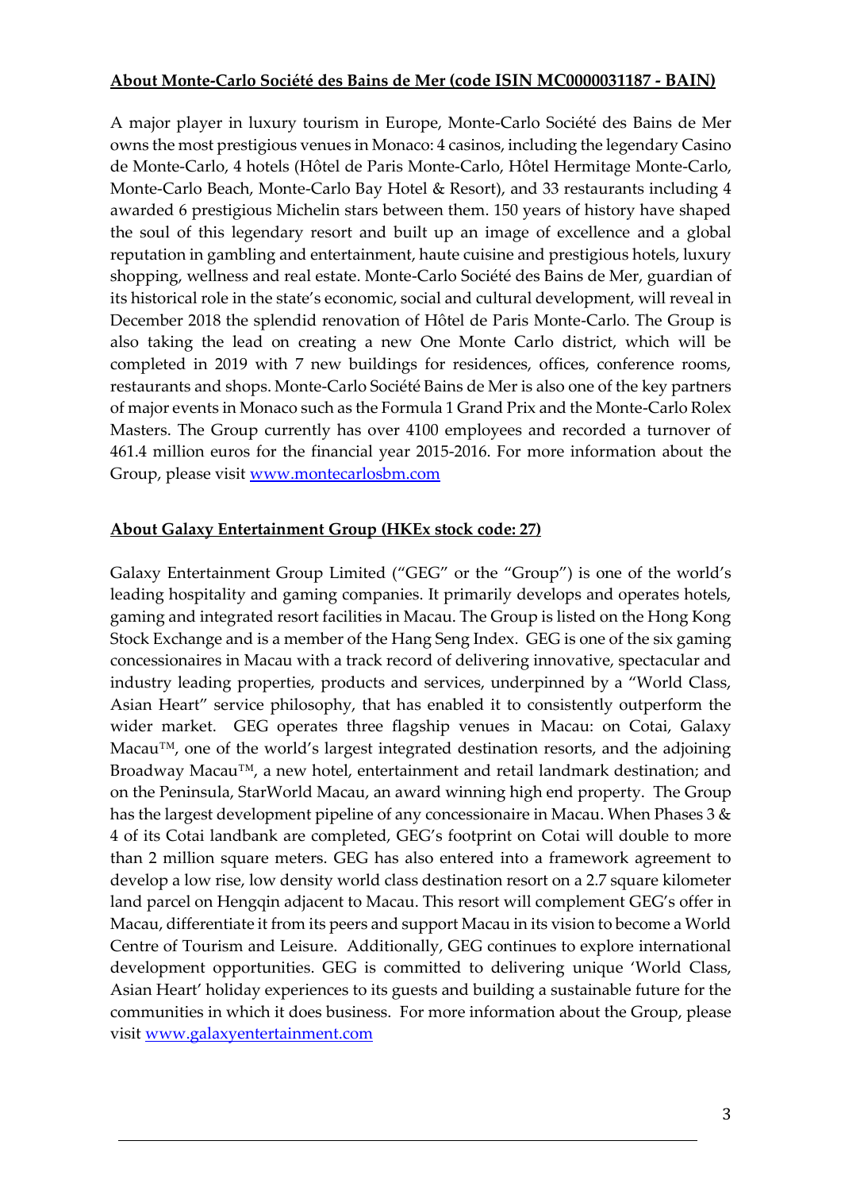**About Monte-Carlo Société des Bains de Mer (code ISIN MC0000031187 - BAIN)**

A major player in luxury tourism in Europe, Monte-Carlo Société des Bains de Mer owns the most prestigious venues in Monaco: 4 casinos, including the legendary Casino de Monte-Carlo, 4 hotels (Hôtel de Paris Monte-Carlo, Hôtel Hermitage Monte-Carlo, Monte-Carlo Beach, Monte-Carlo Bay Hotel & Resort), and 33 restaurants including 4 awarded 6 prestigious Michelin stars between them. 150 years of history have shaped the soul of this legendary resort and built up an image of excellence and a global reputation in gambling and entertainment, haute cuisine and prestigious hotels, luxury shopping, wellness and real estate. Monte-Carlo Société des Bains de Mer, guardian of its historical role in the state's economic, social and cultural development, will reveal in December 2018 the splendid renovation of Hôtel de Paris Monte-Carlo. The Group is also taking the lead on creating a new One Monte Carlo district, which will be completed in 2019 with 7 new buildings for residences, offices, conference rooms, restaurants and shops. Monte-Carlo Société Bains de Mer is also one of the key partners of major events in Monaco such as the Formula 1 Grand Prix and the Monte-Carlo Rolex Masters. The Group currently has over 4100 employees and recorded a turnover of 461.4 million euros for the financial year 2015-2016. For more information about the Group, please visit www.montecarlosbm.com

**About Galaxy Entertainment Group (HKEx stock code: 27)**

Galaxy Entertainment Group Limited ("GEG" or the "Group") is one of the world's leading hospitality and gaming companies. It primarily develops and operates hotels, gaming and integrated resort facilities in Macau. The Group is listed on the Hong Kong Stock Exchange and is a member of the Hang Seng Index. GEG is one of the six gaming concessionaires in Macau with a track record of delivering innovative, spectacular and industry leading properties, products and services, underpinned by a "World Class, Asian Heart" service philosophy, that has enabled it to consistently outperform the wider market. GEG operates three flagship venues in Macau: on Cotai, Galaxy Macau™, one of the world's largest integrated destination resorts, and the adjoining Broadway Macau™, a new hotel, entertainment and retail landmark destination; and on the Peninsula, StarWorld Macau, an award winning high end property. The Group has the largest development pipeline of any concessionaire in Macau. When Phases 3 & 4 of its Cotai landbank are completed, GEG's footprint on Cotai will double to more than 2 million square meters. GEG has also entered into a framework agreement to develop a low rise, low density world class destination resort on a 2.7 square kilometer land parcel on Hengqin adjacent to Macau. This resort will complement GEG's offer in Macau, differentiate it from its peers and support Macau in its vision to become a World Centre of Tourism and Leisure. Additionally, GEG continues to explore international development opportunities. GEG is committed to delivering unique 'World Class, Asian Heart' holiday experiences to its guests and building a sustainable future for the communities in which it does business. For more information about the Group, please visit www.galaxyentertainment.com